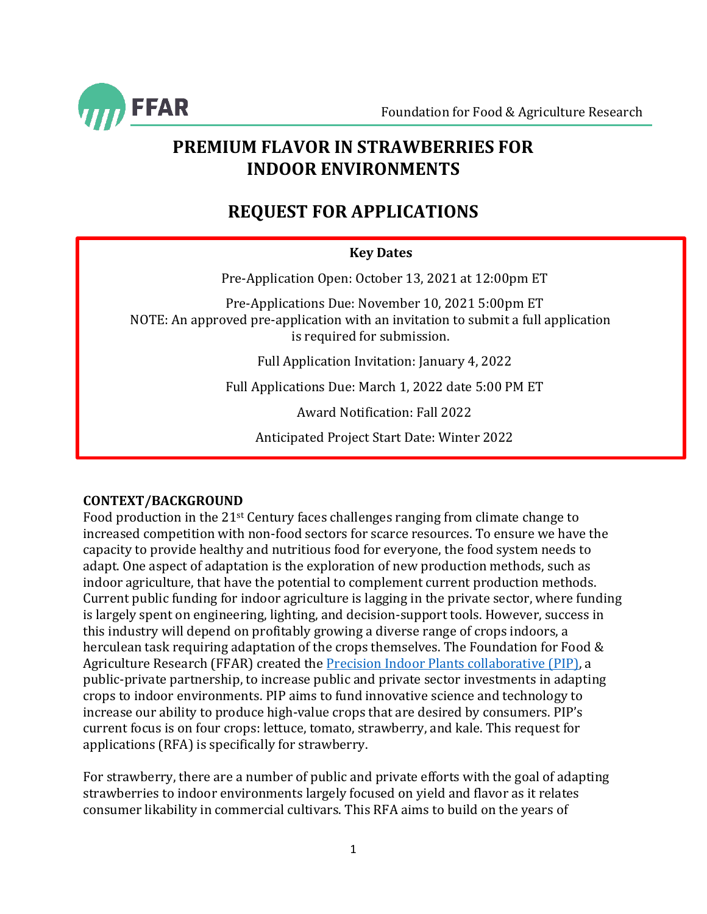# PREMIUM FLAVOR IN STRAWBERRIES FOR INDOOR ENVIRONMENTS

## REQUEST FOR APPLICATIONS

**Key Dates**

Pre-Application Open: October 13, 2021 at 12:00pm ET

Pre-Applications Due: November 10, 2021 5:00pm ET
NOTE: An approved pre-application with an invitation to submit a full application is required for submission.

Full Application Invitation: January 4, 2022

Full Applications Due: March 1, 2022 date 5:00 PM ET

Award Notification: Fall 2022

Anticipated Project Start Date: Winter 2022

**CONTEXT/BACKGROUND**

Food production in the 21st Century faces challenges ranging from climate change to increased competition with non-food sectors for scarce resources. To ensure we have the capacity to provide healthy and nutritious food for everyone, the food system needs to adapt. One aspect of adaptation is the exploration of new production methods, such as indoor agriculture, that have the potential to complement current production methods. Current public funding for indoor agriculture is lagging in the private sector, where funding is largely spent on engineering, lighting, and decision-support tools. However, success in this industry will depend on profitably growing a diverse range of crops indoors, a herculean task requiring adaptation of the crops themselves. The Foundation for Food & Agriculture Research (FFAR) created the Precision Indoor Plants collaborative (PIP), a public-private partnership, to increase public and private sector investments in adapting crops to indoor environments. PIP aims to fund innovative science and technology to increase our ability to produce high-value crops that are desired by consumers. PIP's current focus is on four crops: lettuce, tomato, strawberry, and kale. This request for applications (RFA) is specifically for strawberry.

For strawberry, there are a number of public and private efforts with the goal of adapting strawberries to indoor environments largely focused on yield and flavor as it relates consumer likability in commercial cultivars. This RFA aims to build on the years of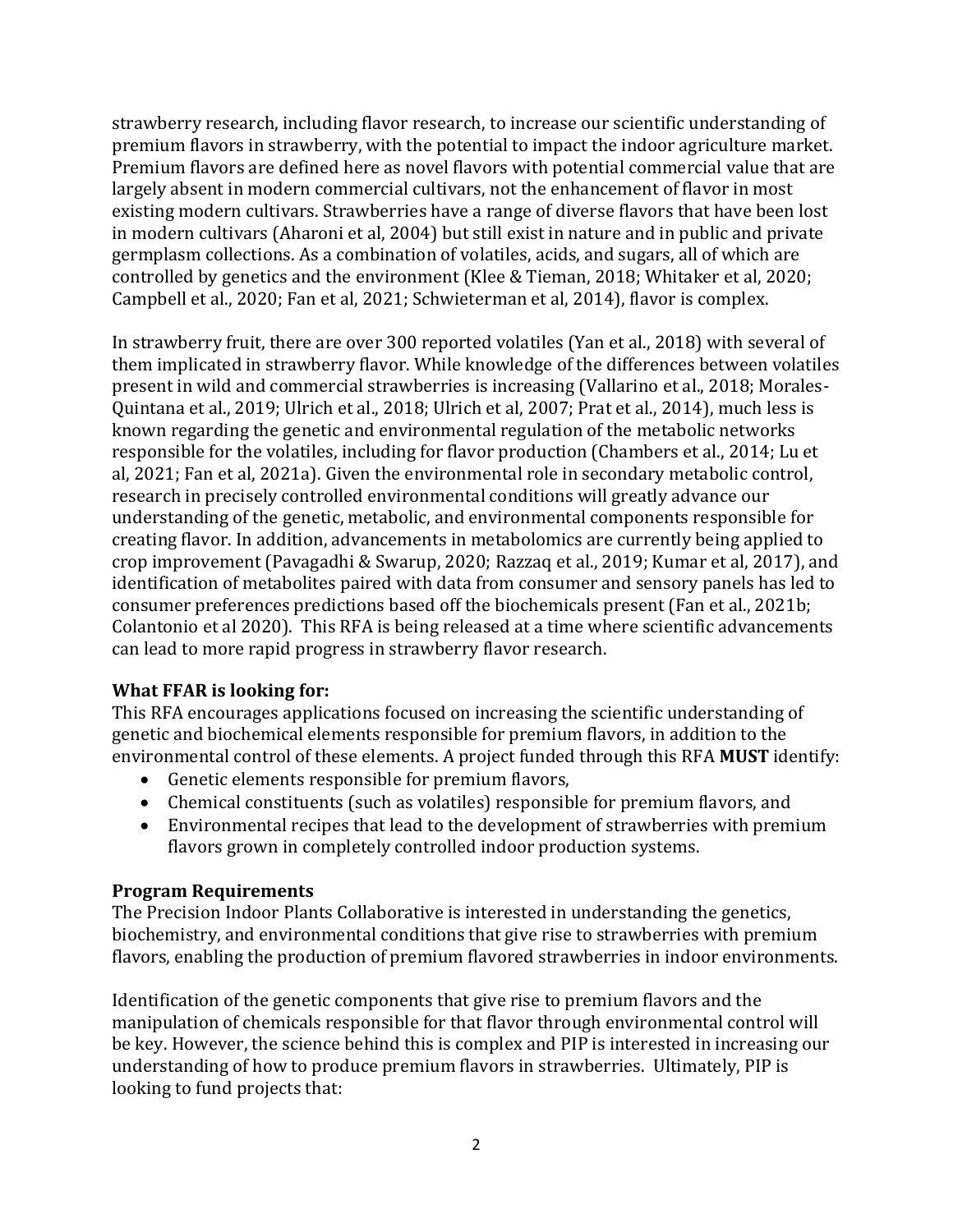strawberry research, including flavor research, to increase our scientific understanding of premium flavors in strawberry, with the potential to impact the indoor agriculture market. Premium flavors are defined here as novel flavors with potential commercial value that are largely absent in modern commercial cultivars, not the enhancement of flavor in most existing modern cultivars. Strawberries have a range of diverse flavors that have been lost in modern cultivars (Aharoni et al, 2004) but still exist in nature and in public and private germplasm collections. As a combination of volatiles, acids, and sugars, all of which are controlled by genetics and the environment (Klee & Tieman, 2018; Whitaker et al, 2020; Campbell et al., 2020; Fan et al, 2021; Schwieterman et al, 2014), flavor is complex.

In strawberry fruit, there are over 300 reported volatiles (Yan et al., 2018) with several of them implicated in strawberry flavor. While knowledge of the differences between volatiles present in wild and commercial strawberries is increasing (Vallarino et al., 2018; Morales-Quintana et al., 2019; Ulrich et al., 2018; Ulrich et al, 2007; Prat et al., 2014), much less is known regarding the genetic and environmental regulation of the metabolic networks responsible for the volatiles, including for flavor production (Chambers et al., 2014; Lu et al, 2021; Fan et al, 2021a). Given the environmental role in secondary metabolic control, research in precisely controlled environmental conditions will greatly advance our understanding of the genetic, metabolic, and environmental components responsible for creating flavor. In addition, advancements in metabolomics are currently being applied to crop improvement (Pavagadhi & Swarup, 2020; Razzaq et al., 2019; Kumar et al, 2017), and identification of metabolites paired with data from consumer and sensory panels has led to consumer preferences predictions based off the biochemicals present (Fan et al., 2021b; Colantonio et al 2020). This RFA is being released at a time where scientific advancements can lead to more rapid progress in strawberry flavor research.

**What FFAR is looking for:**

This RFA encourages applications focused on increasing the scientific understanding of genetic and biochemical elements responsible for premium flavors, in addition to the environmental control of these elements. A project funded through this RFA **MUST** identify:

- Genetic elements responsible for premium flavors,
- Chemical constituents (such as volatiles) responsible for premium flavors, and
- Environmental recipes that lead to the development of strawberries with premium flavors grown in completely controlled indoor production systems.

**Program Requirements**

The Precision Indoor Plants Collaborative is interested in understanding the genetics, biochemistry, and environmental conditions that give rise to strawberries with premium flavors, enabling the production of premium flavored strawberries in indoor environments.

Identification of the genetic components that give rise to premium flavors and the manipulation of chemicals responsible for that flavor through environmental control will be key. However, the science behind this is complex and PIP is interested in increasing our understanding of how to produce premium flavors in strawberries. Ultimately, PIP is looking to fund projects that: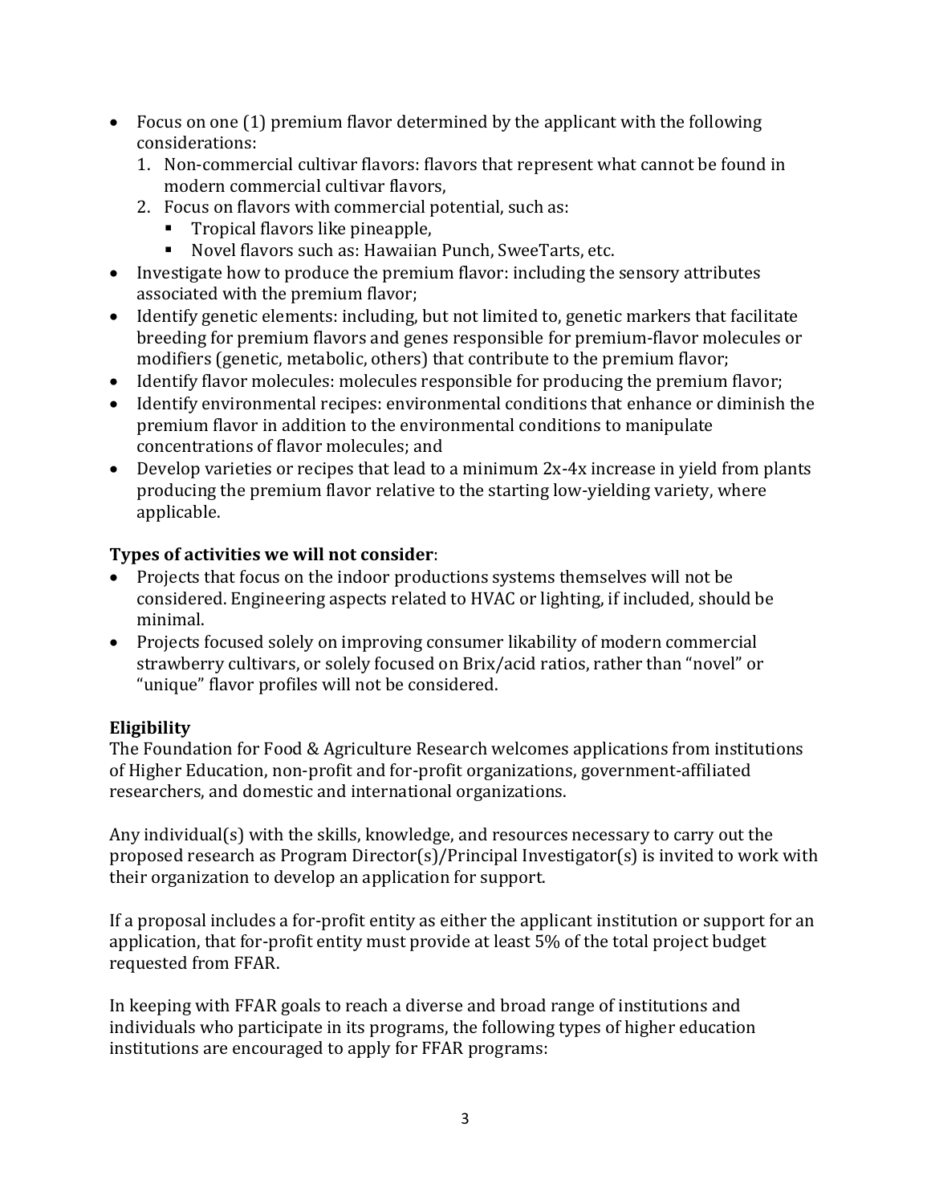- Focus on one (1) premium flavor determined by the applicant with the following considerations:
    1. Non-commercial cultivar flavors: flavors that represent what cannot be found in modern commercial cultivar flavors,
    2. Focus on flavors with commercial potential, such as:
        - Tropical flavors like pineapple,
        - Novel flavors such as: Hawaiian Punch, SweeTarts, etc.
- Investigate how to produce the premium flavor: including the sensory attributes associated with the premium flavor;
- Identify genetic elements: including, but not limited to, genetic markers that facilitate breeding for premium flavors and genes responsible for premium-flavor molecules or modifiers (genetic, metabolic, others) that contribute to the premium flavor;
- Identify flavor molecules: molecules responsible for producing the premium flavor;
- Identify environmental recipes: environmental conditions that enhance or diminish the premium flavor in addition to the environmental conditions to manipulate concentrations of flavor molecules; and
- Develop varieties or recipes that lead to a minimum 2x-4x increase in yield from plants producing the premium flavor relative to the starting low-yielding variety, where applicable.

**Types of activities we will not consider**:

- Projects that focus on the indoor productions systems themselves will not be considered. Engineering aspects related to HVAC or lighting, if included, should be minimal.
- Projects focused solely on improving consumer likability of modern commercial strawberry cultivars, or solely focused on Brix/acid ratios, rather than "novel" or "unique" flavor profiles will not be considered.

**Eligibility**

The Foundation for Food & Agriculture Research welcomes applications from institutions of Higher Education, non-profit and for-profit organizations, government-affiliated researchers, and domestic and international organizations.

Any individual(s) with the skills, knowledge, and resources necessary to carry out the proposed research as Program Director(s)/Principal Investigator(s) is invited to work with their organization to develop an application for support.

If a proposal includes a for-profit entity as either the applicant institution or support for an application, that for-profit entity must provide at least 5% of the total project budget requested from FFAR.

In keeping with FFAR goals to reach a diverse and broad range of institutions and individuals who participate in its programs, the following types of higher education institutions are encouraged to apply for FFAR programs: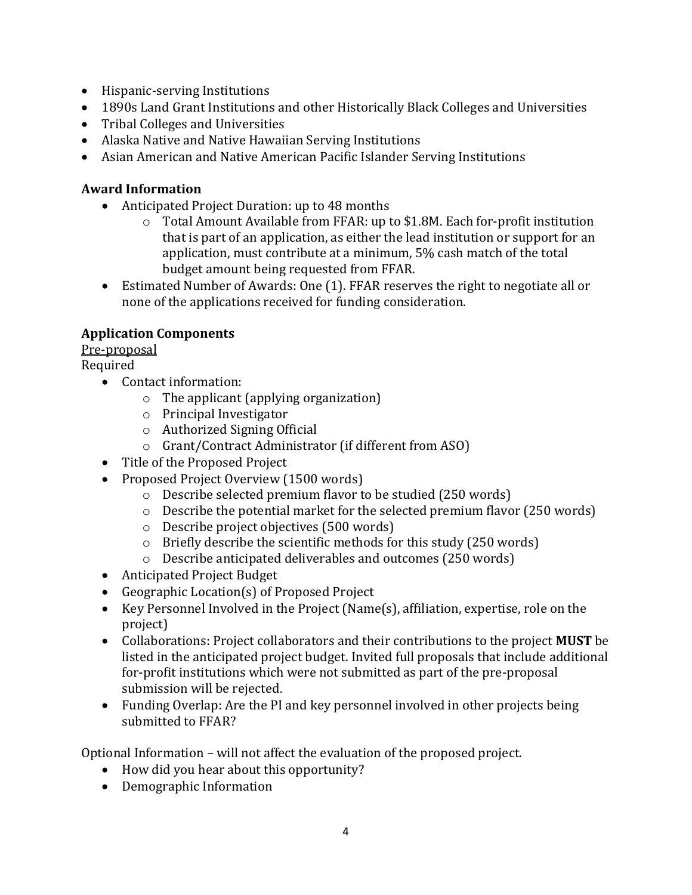- Hispanic-serving Institutions
- 1890s Land Grant Institutions and other Historically Black Colleges and Universities
- Tribal Colleges and Universities
- Alaska Native and Native Hawaiian Serving Institutions
- Asian American and Native American Pacific Islander Serving Institutions

**Award Information**

- Anticipated Project Duration: up to 48 months
    - Total Amount Available from FFAR: up to $1.8M. Each for-profit institution that is part of an application, as either the lead institution or support for an application, must contribute at a minimum, 5% cash match of the total budget amount being requested from FFAR.
- Estimated Number of Awards: One (1). FFAR reserves the right to negotiate all or none of the applications received for funding consideration.

**Application Components**

<u>Pre-proposal</u>

Required

- Contact information:
    - The applicant (applying organization)
    - Principal Investigator
    - Authorized Signing Official
    - Grant/Contract Administrator (if different from ASO)
- Title of the Proposed Project
- Proposed Project Overview (1500 words)
    - Describe selected premium flavor to be studied (250 words)
    - Describe the potential market for the selected premium flavor (250 words)
    - Describe project objectives (500 words)
    - Briefly describe the scientific methods for this study (250 words)
    - Describe anticipated deliverables and outcomes (250 words)
- Anticipated Project Budget
- Geographic Location(s) of Proposed Project
- Key Personnel Involved in the Project (Name(s), affiliation, expertise, role on the project)
- Collaborations: Project collaborators and their contributions to the project **MUST** be listed in the anticipated project budget. Invited full proposals that include additional for-profit institutions which were not submitted as part of the pre-proposal submission will be rejected.
- Funding Overlap: Are the PI and key personnel involved in other projects being submitted to FFAR?

Optional Information – will not affect the evaluation of the proposed project.

- How did you hear about this opportunity?
- Demographic Information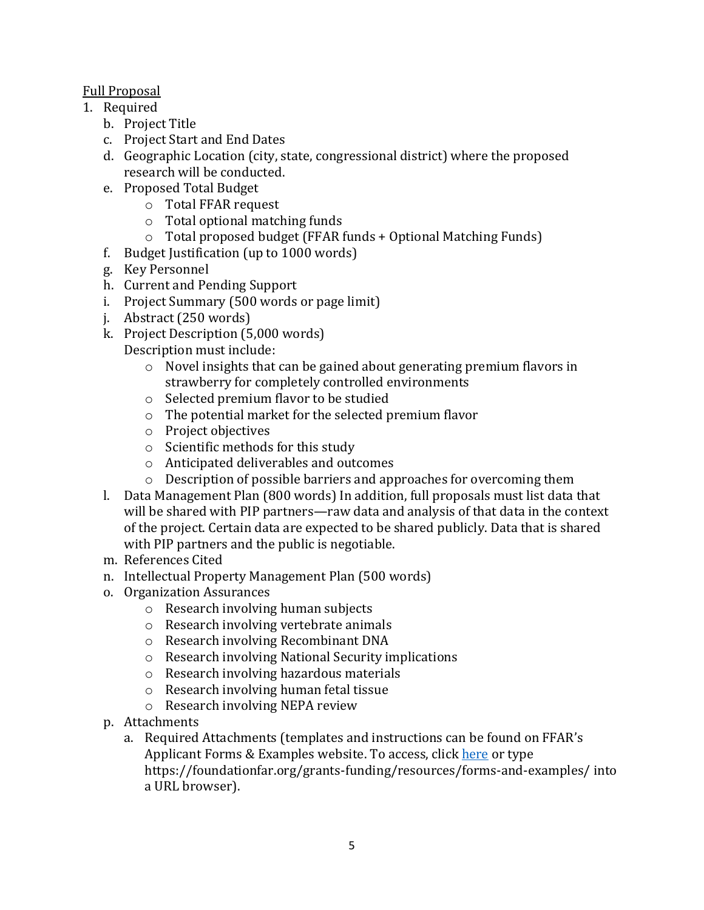Full Proposal

1. Required
   b. Project Title
   c. Project Start and End Dates
   d. Geographic Location (city, state, congressional district) where the proposed research will be conducted.
   e. Proposed Total Budget
      - Total FFAR request
      - Total optional matching funds
      - Total proposed budget (FFAR funds + Optional Matching Funds)
   f. Budget Justification (up to 1000 words)
   g. Key Personnel
   h. Current and Pending Support
   i. Project Summary (500 words or page limit)
   j. Abstract (250 words)
   k. Project Description (5,000 words)
      Description must include:
      - Novel insights that can be gained about generating premium flavors in strawberry for completely controlled environments
      - Selected premium flavor to be studied
      - The potential market for the selected premium flavor
      - Project objectives
      - Scientific methods for this study
      - Anticipated deliverables and outcomes
      - Description of possible barriers and approaches for overcoming them
   l. Data Management Plan (800 words) In addition, full proposals must list data that will be shared with PIP partners—raw data and analysis of that data in the context of the project. Certain data are expected to be shared publicly. Data that is shared with PIP partners and the public is negotiable.
   m. References Cited
   n. Intellectual Property Management Plan (500 words)
   o. Organization Assurances
      - Research involving human subjects
      - Research involving vertebrate animals
      - Research involving Recombinant DNA
      - Research involving National Security implications
      - Research involving hazardous materials
      - Research involving human fetal tissue
      - Research involving NEPA review
   p. Attachments
      a. Required Attachments (templates and instructions can be found on FFAR's Applicant Forms & Examples website. To access, click [here](https://foundationfar.org/grants-funding/resources/forms-and-examples/) or type https://foundationfar.org/grants-funding/resources/forms-and-examples/ into a URL browser).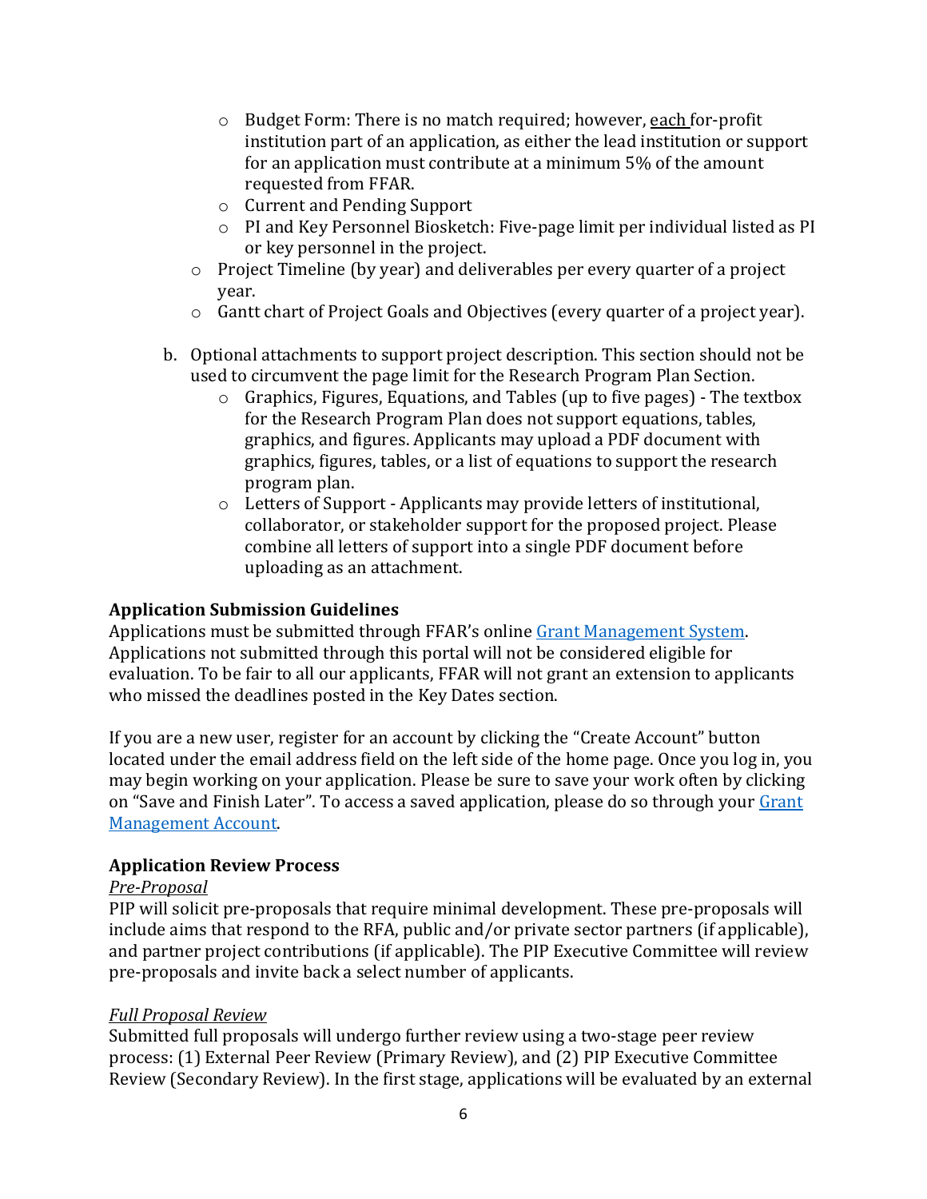- Budget Form: There is no match required; however, each for-profit institution part of an application, as either the lead institution or support for an application must contribute at a minimum 5% of the amount requested from FFAR.
    - Current and Pending Support
    - PI and Key Personnel Biosketch: Five-page limit per individual listed as PI or key personnel in the project.
  - Project Timeline (by year) and deliverables per every quarter of a project year.
  - Gantt chart of Project Goals and Objectives (every quarter of a project year).

b. Optional attachments to support project description. This section should not be used to circumvent the page limit for the Research Program Plan Section.
    - Graphics, Figures, Equations, and Tables (up to five pages) - The textbox for the Research Program Plan does not support equations, tables, graphics, and figures. Applicants may upload a PDF document with graphics, figures, tables, or a list of equations to support the research program plan.
    - Letters of Support - Applicants may provide letters of institutional, collaborator, or stakeholder support for the proposed project. Please combine all letters of support into a single PDF document before uploading as an attachment.

**Application Submission Guidelines**

Applications must be submitted through FFAR's online Grant Management System. Applications not submitted through this portal will not be considered eligible for evaluation. To be fair to all our applicants, FFAR will not grant an extension to applicants who missed the deadlines posted in the Key Dates section.

If you are a new user, register for an account by clicking the "Create Account" button located under the email address field on the left side of the home page. Once you log in, you may begin working on your application. Please be sure to save your work often by clicking on "Save and Finish Later". To access a saved application, please do so through your Grant Management Account.

**Application Review Process**

*Pre-Proposal*

PIP will solicit pre-proposals that require minimal development. These pre-proposals will include aims that respond to the RFA, public and/or private sector partners (if applicable), and partner project contributions (if applicable). The PIP Executive Committee will review pre-proposals and invite back a select number of applicants.

*Full Proposal Review*

Submitted full proposals will undergo further review using a two-stage peer review process: (1) External Peer Review (Primary Review), and (2) PIP Executive Committee Review (Secondary Review). In the first stage, applications will be evaluated by an external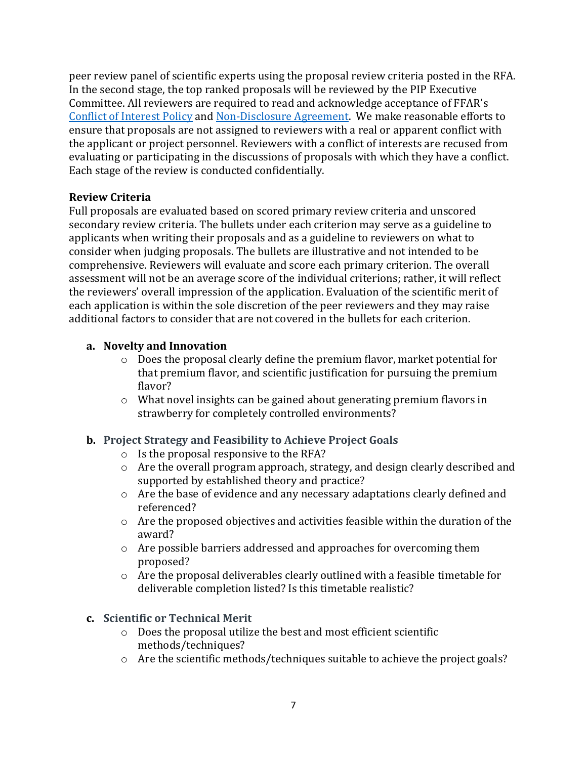peer review panel of scientific experts using the proposal review criteria posted in the RFA. In the second stage, the top ranked proposals will be reviewed by the PIP Executive Committee. All reviewers are required to read and acknowledge acceptance of FFAR's [Conflict of Interest Policy] and [Non-Disclosure Agreement]. We make reasonable efforts to ensure that proposals are not assigned to reviewers with a real or apparent conflict with the applicant or project personnel. Reviewers with a conflict of interests are recused from evaluating or participating in the discussions of proposals with which they have a conflict. Each stage of the review is conducted confidentially.

**Review Criteria**

Full proposals are evaluated based on scored primary review criteria and unscored secondary review criteria. The bullets under each criterion may serve as a guideline to applicants when writing their proposals and as a guideline to reviewers on what to consider when judging proposals. The bullets are illustrative and not intended to be comprehensive. Reviewers will evaluate and score each primary criterion. The overall assessment will not be an average score of the individual criterions; rather, it will reflect the reviewers' overall impression of the application. Evaluation of the scientific merit of each application is within the sole discretion of the peer reviewers and they may raise additional factors to consider that are not covered in the bullets for each criterion.

**a. Novelty and Innovation**

- Does the proposal clearly define the premium flavor, market potential for that premium flavor, and scientific justification for pursuing the premium flavor?
- What novel insights can be gained about generating premium flavors in strawberry for completely controlled environments?

**b. Project Strategy and Feasibility to Achieve Project Goals**

- Is the proposal responsive to the RFA?
- Are the overall program approach, strategy, and design clearly described and supported by established theory and practice?
- Are the base of evidence and any necessary adaptations clearly defined and referenced?
- Are the proposed objectives and activities feasible within the duration of the award?
- Are possible barriers addressed and approaches for overcoming them proposed?
- Are the proposal deliverables clearly outlined with a feasible timetable for deliverable completion listed? Is this timetable realistic?

**c. Scientific or Technical Merit**

- Does the proposal utilize the best and most efficient scientific methods/techniques?
- Are the scientific methods/techniques suitable to achieve the project goals?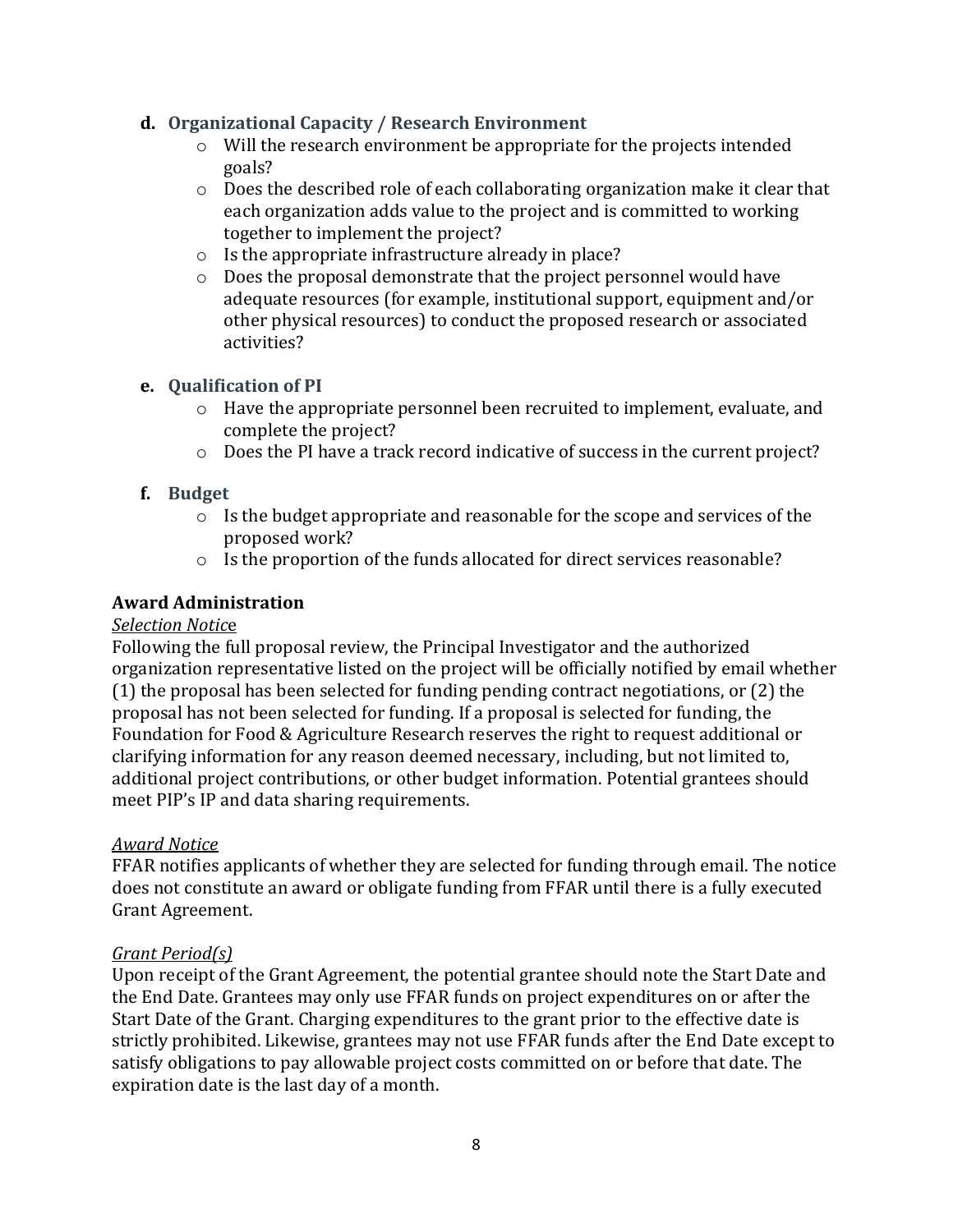**d. Organizational Capacity / Research Environment**

- Will the research environment be appropriate for the projects intended goals?
- Does the described role of each collaborating organization make it clear that each organization adds value to the project and is committed to working together to implement the project?
- Is the appropriate infrastructure already in place?
- Does the proposal demonstrate that the project personnel would have adequate resources (for example, institutional support, equipment and/or other physical resources) to conduct the proposed research or associated activities?

**e. Qualification of PI**

- Have the appropriate personnel been recruited to implement, evaluate, and complete the project?
- Does the PI have a track record indicative of success in the current project?

**f. Budget**

- Is the budget appropriate and reasonable for the scope and services of the proposed work?
- Is the proportion of the funds allocated for direct services reasonable?

**Award Administration**

*Selection Notice*

Following the full proposal review, the Principal Investigator and the authorized organization representative listed on the project will be officially notified by email whether (1) the proposal has been selected for funding pending contract negotiations, or (2) the proposal has not been selected for funding. If a proposal is selected for funding, the Foundation for Food & Agriculture Research reserves the right to request additional or clarifying information for any reason deemed necessary, including, but not limited to, additional project contributions, or other budget information. Potential grantees should meet PIP's IP and data sharing requirements.

*Award Notice*

FFAR notifies applicants of whether they are selected for funding through email. The notice does not constitute an award or obligate funding from FFAR until there is a fully executed Grant Agreement.

*Grant Period(s)*

Upon receipt of the Grant Agreement, the potential grantee should note the Start Date and the End Date. Grantees may only use FFAR funds on project expenditures on or after the Start Date of the Grant. Charging expenditures to the grant prior to the effective date is strictly prohibited. Likewise, grantees may not use FFAR funds after the End Date except to satisfy obligations to pay allowable project costs committed on or before that date. The expiration date is the last day of a month.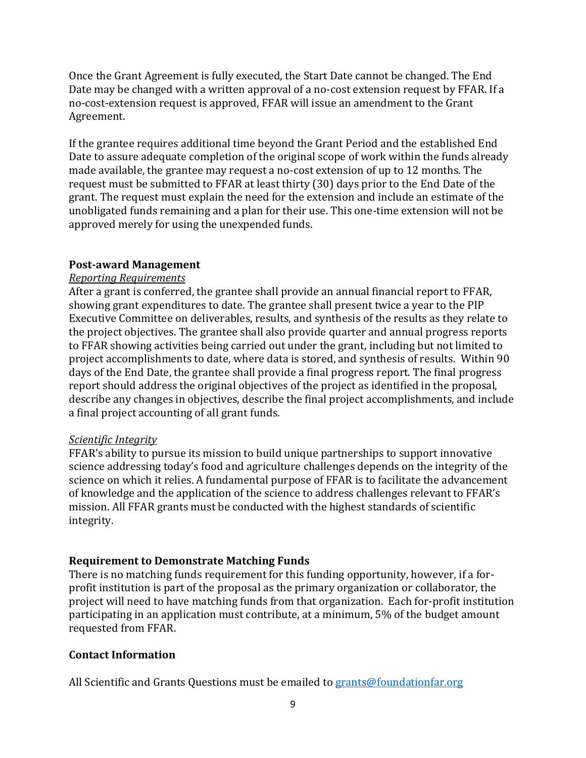Once the Grant Agreement is fully executed, the Start Date cannot be changed. The End Date may be changed with a written approval of a no-cost extension request by FFAR. If a no-cost-extension request is approved, FFAR will issue an amendment to the Grant Agreement.

If the grantee requires additional time beyond the Grant Period and the established End Date to assure adequate completion of the original scope of work within the funds already made available, the grantee may request a no-cost extension of up to 12 months. The request must be submitted to FFAR at least thirty (30) days prior to the End Date of the grant. The request must explain the need for the extension and include an estimate of the unobligated funds remaining and a plan for their use. This one-time extension will not be approved merely for using the unexpended funds.

## Post-award Management

*Reporting Requirements*

After a grant is conferred, the grantee shall provide an annual financial report to FFAR, showing grant expenditures to date. The grantee shall present twice a year to the PIP Executive Committee on deliverables, results, and synthesis of the results as they relate to the project objectives. The grantee shall also provide quarter and annual progress reports to FFAR showing activities being carried out under the grant, including but not limited to project accomplishments to date, where data is stored, and synthesis of results. Within 90 days of the End Date, the grantee shall provide a final progress report. The final progress report should address the original objectives of the project as identified in the proposal, describe any changes in objectives, describe the final project accomplishments, and include a final project accounting of all grant funds.

*Scientific Integrity*

FFAR's ability to pursue its mission to build unique partnerships to support innovative science addressing today's food and agriculture challenges depends on the integrity of the science on which it relies. A fundamental purpose of FFAR is to facilitate the advancement of knowledge and the application of the science to address challenges relevant to FFAR's mission. All FFAR grants must be conducted with the highest standards of scientific integrity.

## Requirement to Demonstrate Matching Funds

There is no matching funds requirement for this funding opportunity, however, if a for-profit institution is part of the proposal as the primary organization or collaborator, the project will need to have matching funds from that organization. Each for-profit institution participating in an application must contribute, at a minimum, 5% of the budget amount requested from FFAR.

## Contact Information

All Scientific and Grants Questions must be emailed to grants@foundationfar.org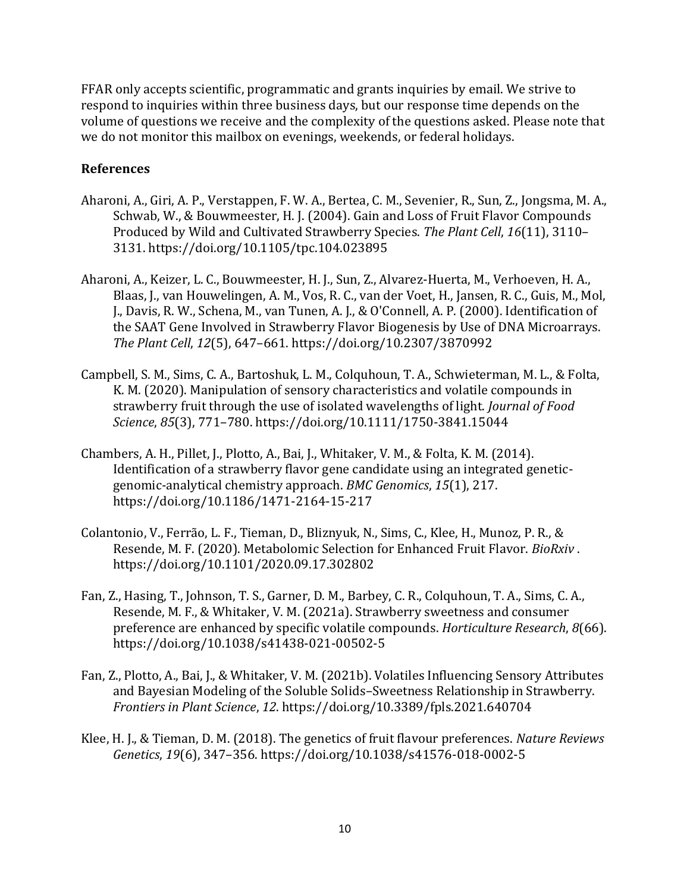FFAR only accepts scientific, programmatic and grants inquiries by email. We strive to respond to inquiries within three business days, but our response time depends on the volume of questions we receive and the complexity of the questions asked. Please note that we do not monitor this mailbox on evenings, weekends, or federal holidays.

## References

Aharoni, A., Giri, A. P., Verstappen, F. W. A., Bertea, C. M., Sevenier, R., Sun, Z., Jongsma, M. A., Schwab, W., & Bouwmeester, H. J. (2004). Gain and Loss of Fruit Flavor Compounds Produced by Wild and Cultivated Strawberry Species. *The Plant Cell*, *16*(11), 3110–3131. https://doi.org/10.1105/tpc.104.023895

Aharoni, A., Keizer, L. C., Bouwmeester, H. J., Sun, Z., Alvarez-Huerta, M., Verhoeven, H. A., Blaas, J., van Houwelingen, A. M., Vos, R. C., van der Voet, H., Jansen, R. C., Guis, M., Mol, J., Davis, R. W., Schena, M., van Tunen, A. J., & O'Connell, A. P. (2000). Identification of the SAAT Gene Involved in Strawberry Flavor Biogenesis by Use of DNA Microarrays. *The Plant Cell*, *12*(5), 647–661. https://doi.org/10.2307/3870992

Campbell, S. M., Sims, C. A., Bartoshuk, L. M., Colquhoun, T. A., Schwieterman, M. L., & Folta, K. M. (2020). Manipulation of sensory characteristics and volatile compounds in strawberry fruit through the use of isolated wavelengths of light. *Journal of Food Science*, *85*(3), 771–780. https://doi.org/10.1111/1750-3841.15044

Chambers, A. H., Pillet, J., Plotto, A., Bai, J., Whitaker, V. M., & Folta, K. M. (2014). Identification of a strawberry flavor gene candidate using an integrated genetic-genomic-analytical chemistry approach. *BMC Genomics*, *15*(1), 217. https://doi.org/10.1186/1471-2164-15-217

Colantonio, V., Ferrão, L. F., Tieman, D., Bliznyuk, N., Sims, C., Klee, H., Munoz, P. R., & Resende, M. F. (2020). Metabolomic Selection for Enhanced Fruit Flavor. *BioRxiv* . https://doi.org/10.1101/2020.09.17.302802

Fan, Z., Hasing, T., Johnson, T. S., Garner, D. M., Barbey, C. R., Colquhoun, T. A., Sims, C. A., Resende, M. F., & Whitaker, V. M. (2021a). Strawberry sweetness and consumer preference are enhanced by specific volatile compounds. *Horticulture Research*, *8*(66). https://doi.org/10.1038/s41438-021-00502-5

Fan, Z., Plotto, A., Bai, J., & Whitaker, V. M. (2021b). Volatiles Influencing Sensory Attributes and Bayesian Modeling of the Soluble Solids–Sweetness Relationship in Strawberry. *Frontiers in Plant Science*, *12*. https://doi.org/10.3389/fpls.2021.640704

Klee, H. J., & Tieman, D. M. (2018). The genetics of fruit flavour preferences. *Nature Reviews Genetics*, *19*(6), 347–356. https://doi.org/10.1038/s41576-018-0002-5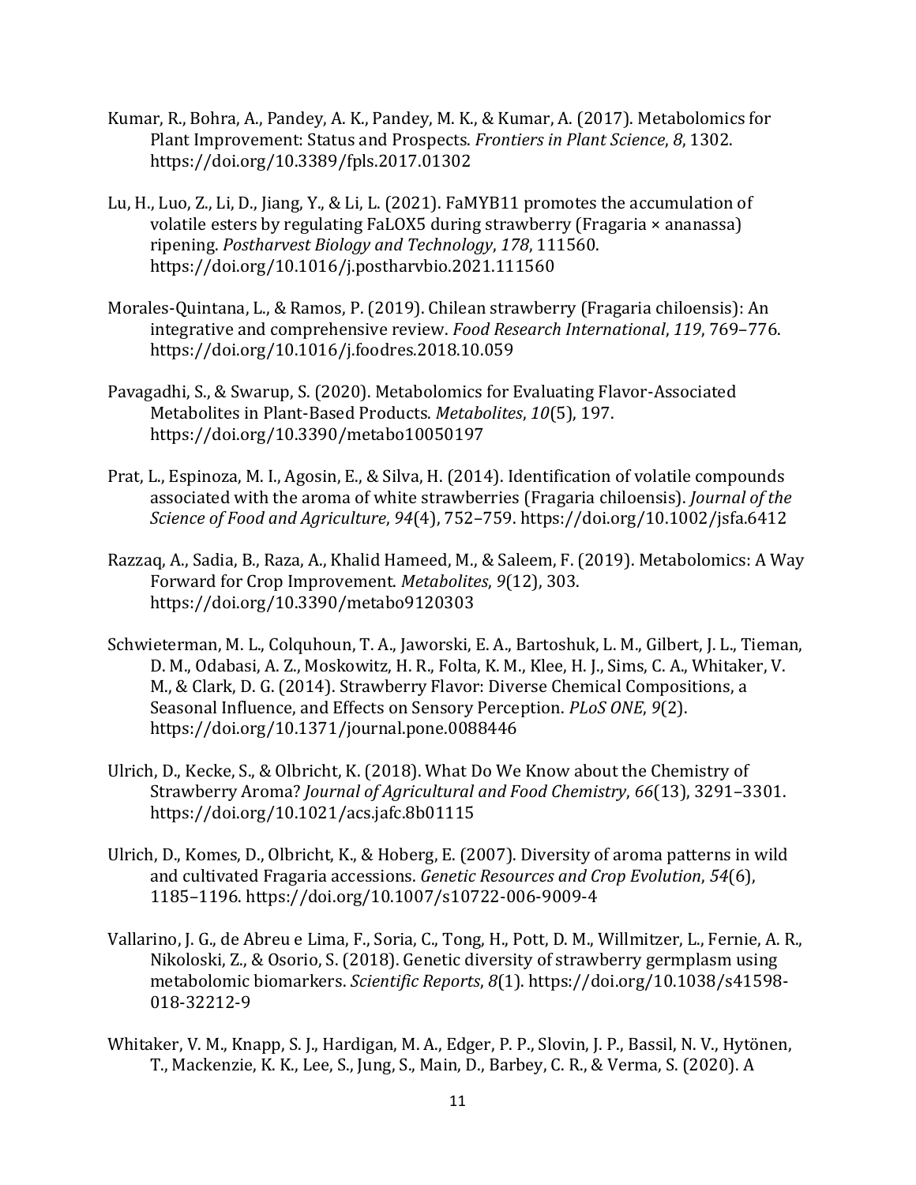Kumar, R., Bohra, A., Pandey, A. K., Pandey, M. K., & Kumar, A. (2017). Metabolomics for Plant Improvement: Status and Prospects. *Frontiers in Plant Science*, *8*, 1302. https://doi.org/10.3389/fpls.2017.01302

Lu, H., Luo, Z., Li, D., Jiang, Y., & Li, L. (2021). FaMYB11 promotes the accumulation of volatile esters by regulating FaLOX5 during strawberry (Fragaria × ananassa) ripening. *Postharvest Biology and Technology*, *178*, 111560. https://doi.org/10.1016/j.postharvbio.2021.111560

Morales-Quintana, L., & Ramos, P. (2019). Chilean strawberry (Fragaria chiloensis): An integrative and comprehensive review. *Food Research International*, *119*, 769–776. https://doi.org/10.1016/j.foodres.2018.10.059

Pavagadhi, S., & Swarup, S. (2020). Metabolomics for Evaluating Flavor-Associated Metabolites in Plant-Based Products. *Metabolites*, *10*(5), 197. https://doi.org/10.3390/metabo10050197

Prat, L., Espinoza, M. I., Agosin, E., & Silva, H. (2014). Identification of volatile compounds associated with the aroma of white strawberries (Fragaria chiloensis). *Journal of the Science of Food and Agriculture*, *94*(4), 752–759. https://doi.org/10.1002/jsfa.6412

Razzaq, A., Sadia, B., Raza, A., Khalid Hameed, M., & Saleem, F. (2019). Metabolomics: A Way Forward for Crop Improvement. *Metabolites*, *9*(12), 303. https://doi.org/10.3390/metabo9120303

Schwieterman, M. L., Colquhoun, T. A., Jaworski, E. A., Bartoshuk, L. M., Gilbert, J. L., Tieman, D. M., Odabasi, A. Z., Moskowitz, H. R., Folta, K. M., Klee, H. J., Sims, C. A., Whitaker, V. M., & Clark, D. G. (2014). Strawberry Flavor: Diverse Chemical Compositions, a Seasonal Influence, and Effects on Sensory Perception. *PLoS ONE*, *9*(2). https://doi.org/10.1371/journal.pone.0088446

Ulrich, D., Kecke, S., & Olbricht, K. (2018). What Do We Know about the Chemistry of Strawberry Aroma? *Journal of Agricultural and Food Chemistry*, *66*(13), 3291–3301. https://doi.org/10.1021/acs.jafc.8b01115

Ulrich, D., Komes, D., Olbricht, K., & Hoberg, E. (2007). Diversity of aroma patterns in wild and cultivated Fragaria accessions. *Genetic Resources and Crop Evolution*, *54*(6), 1185–1196. https://doi.org/10.1007/s10722-006-9009-4

Vallarino, J. G., de Abreu e Lima, F., Soria, C., Tong, H., Pott, D. M., Willmitzer, L., Fernie, A. R., Nikoloski, Z., & Osorio, S. (2018). Genetic diversity of strawberry germplasm using metabolomic biomarkers. *Scientific Reports*, *8*(1). https://doi.org/10.1038/s41598-018-32212-9

Whitaker, V. M., Knapp, S. J., Hardigan, M. A., Edger, P. P., Slovin, J. P., Bassil, N. V., Hytönen, T., Mackenzie, K. K., Lee, S., Jung, S., Main, D., Barbey, C. R., & Verma, S. (2020). A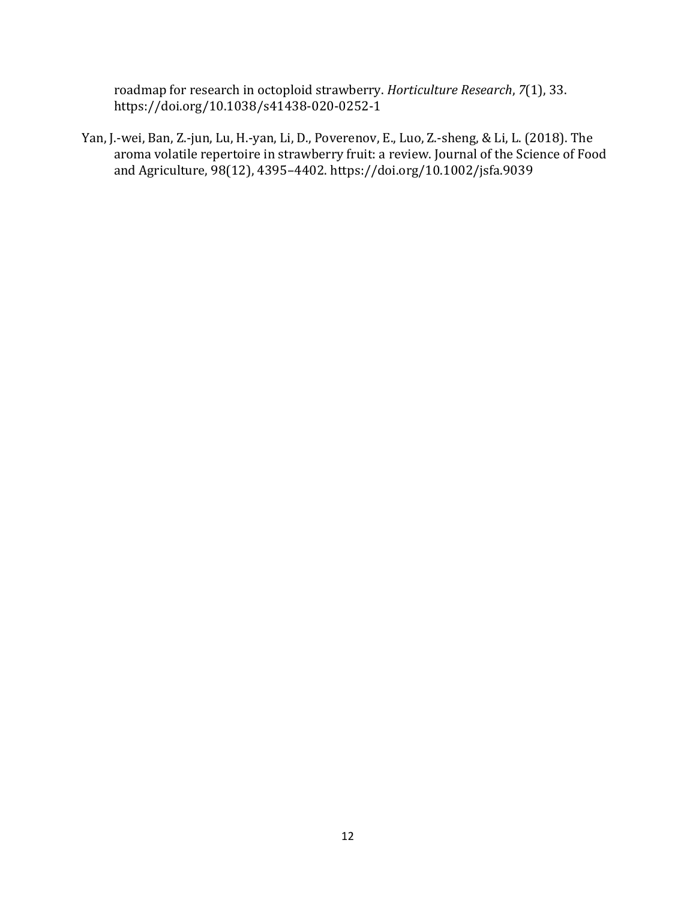roadmap for research in octoploid strawberry. *Horticulture Research*, *7*(1), 33. https://doi.org/10.1038/s41438-020-0252-1

Yan, J.-wei, Ban, Z.-jun, Lu, H.-yan, Li, D., Poverenov, E., Luo, Z.-sheng, & Li, L. (2018). The aroma volatile repertoire in strawberry fruit: a review. Journal of the Science of Food and Agriculture, 98(12), 4395–4402. https://doi.org/10.1002/jsfa.9039